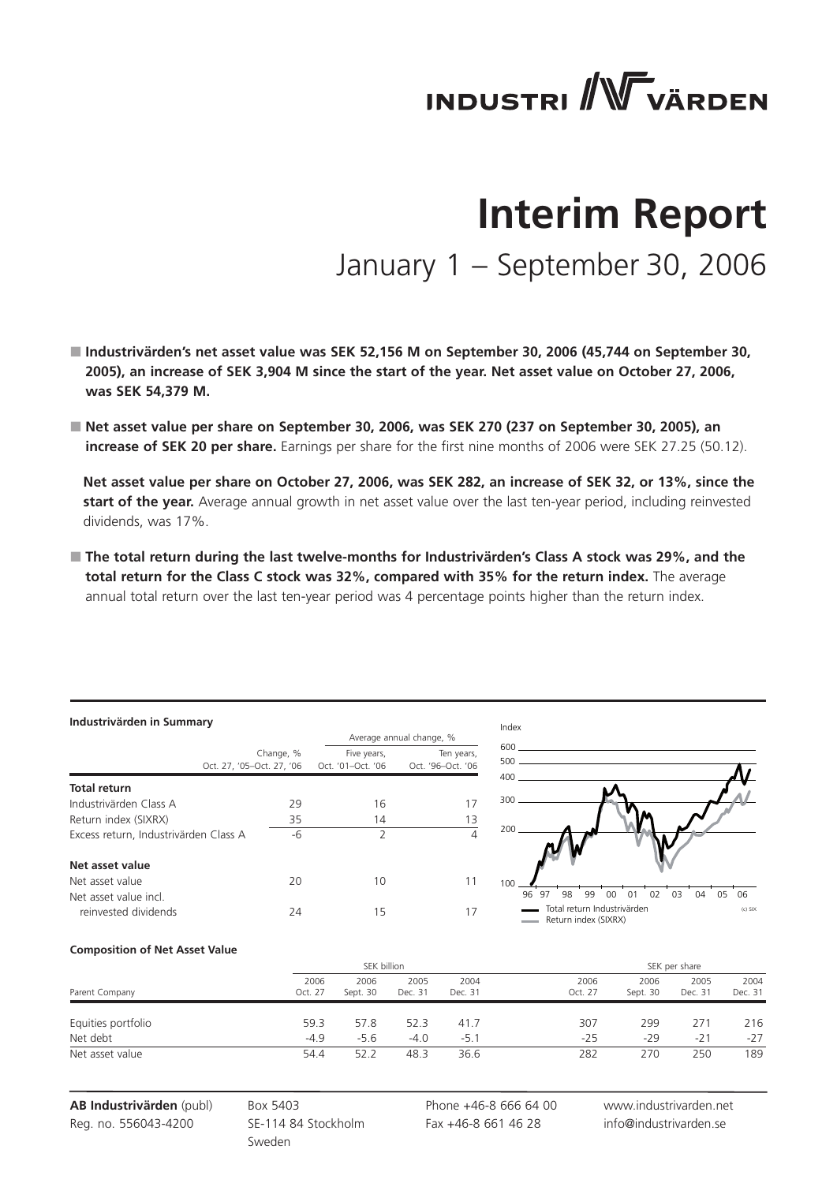# INDUSTRI VÄRDEN

# Interim Report

## January 1 – September 30, 2006

- **Industrivärden's net asset value was SEK 52,156 M on September 30, 2006 (45,744 on September 30, 2005), an increase of SEK 3,904 M since the start of the year. Net asset value on October 27, 2006, was SEK 54,379 M.**

- **Net asset value per share on September 30, 2006, was SEK 270 (237 on September 30, 2005), an increase of SEK 20 per share.** Earnings per share for the first nine months of 2006 were SEK 27.25 (50.12).

  **Net asset value per share on October 27, 2006, was SEK 282, an increase of SEK 32, or 13%, since the start of the year.** Average annual growth in net asset value over the last ten-year period, including reinvested dividends, was 17%.

- **The total return during the last twelve-months for Industrivärden's Class A stock was 29%, and the total return for the Class C stock was 32%, compared with 35% for the return index.** The average annual total return over the last ten-year period was 4 percentage points higher than the return index.

**Industrivärden in Summary**

| | Change, % | Average annual change, % | |
|---|---|---|---|
| | Oct. 27, '05–Oct. 27, '06 | Five years, Oct. '01–Oct. '06 | Ten years, Oct. '96–Oct. '06 |
| **Total return** | | | |
| Industrivärden Class A | 29 | 16 | 17 |
| Return index (SIXRX) | 35 | 14 | 13 |
| Excess return, Industrivärden Class A | -6 | 2 | 4 |
| **Net asset value** | | | |
| Net asset value | 20 | 10 | 11 |
| Net asset value incl. reinvested dividends | 24 | 15 | 17 |

**Composition of Net Asset Value**

| | SEK billion | | | | SEK per share | | | |
|---|---|---|---|---|---|---|---|---|
| Parent Company | 2006 Oct. 27 | 2006 Sept. 30 | 2005 Dec. 31 | 2004 Dec. 31 | 2006 Oct. 27 | 2006 Sept. 30 | 2005 Dec. 31 | 2004 Dec. 31 |
| Equities portfolio | 59.3 | 57.8 | 52.3 | 41.7 | 307 | 299 | 271 | 216 |
| Net debt | -4.9 | -5.6 | -4.0 | -5.1 | -25 | -29 | -21 | -27 |
| Net asset value | 54.4 | 52.2 | 48.3 | 36.6 | 282 | 270 | 250 | 189 |

**AB Industrivärden** (publ)
Reg. no. 556043-4200

Box 5403
SE-114 84 Stockholm
Sweden

Phone +46-8 666 64 00
Fax +46-8 661 46 28

www.industrivarden.net
info@industrivarden.se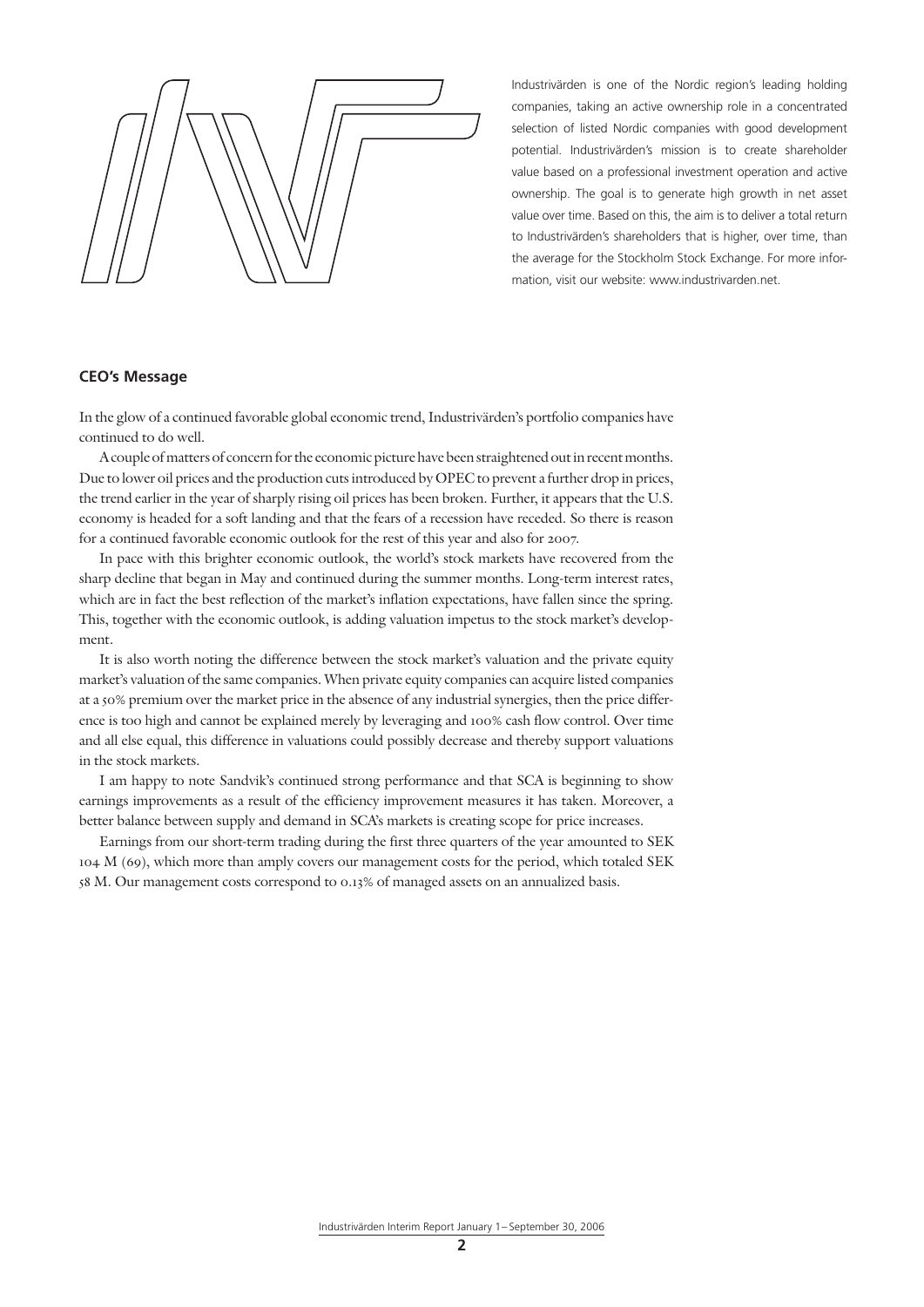Industrivärden is one of the Nordic region's leading holding companies, taking an active ownership role in a concentrated selection of listed Nordic companies with good development potential. Industrivärden's mission is to create shareholder value based on a professional investment operation and active ownership. The goal is to generate high growth in net asset value over time. Based on this, the aim is to deliver a total return to Industrivärden's shareholders that is higher, over time, than the average for the Stockholm Stock Exchange. For more information, visit our website: www.industrivarden.net.

## CEO's Message

In the glow of a continued favorable global economic trend, Industrivärden's portfolio companies have continued to do well.

A couple of matters of concern for the economic picture have been straightened out in recent months. Due to lower oil prices and the production cuts introduced by OPEC to prevent a further drop in prices, the trend earlier in the year of sharply rising oil prices has been broken. Further, it appears that the U.S. economy is headed for a soft landing and that the fears of a recession have receded. So there is reason for a continued favorable economic outlook for the rest of this year and also for 2007.

In pace with this brighter economic outlook, the world's stock markets have recovered from the sharp decline that began in May and continued during the summer months. Long-term interest rates, which are in fact the best reflection of the market's inflation expectations, have fallen since the spring. This, together with the economic outlook, is adding valuation impetus to the stock market's development.

It is also worth noting the difference between the stock market's valuation and the private equity market's valuation of the same companies. When private equity companies can acquire listed companies at a 50% premium over the market price in the absence of any industrial synergies, then the price difference is too high and cannot be explained merely by leveraging and 100% cash flow control. Over time and all else equal, this difference in valuations could possibly decrease and thereby support valuations in the stock markets.

I am happy to note Sandvik's continued strong performance and that SCA is beginning to show earnings improvements as a result of the efficiency improvement measures it has taken. Moreover, a better balance between supply and demand in SCA's markets is creating scope for price increases.

Earnings from our short-term trading during the first three quarters of the year amounted to SEK 104 M (69), which more than amply covers our management costs for the period, which totaled SEK 58 M. Our management costs correspond to 0.13% of managed assets on an annualized basis.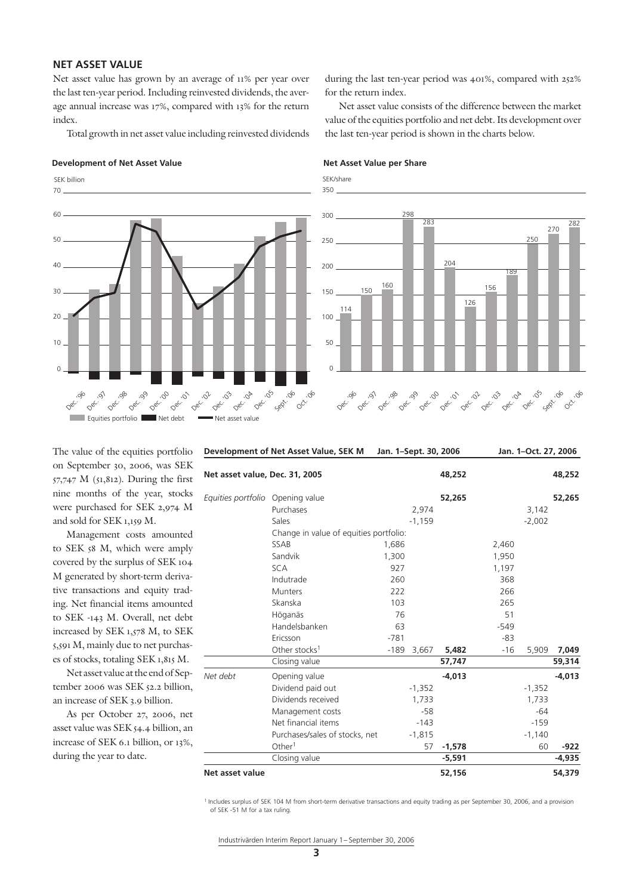## NET ASSET VALUE

Net asset value has grown by an average of 11% per year over the last ten-year period. Including reinvested dividends, the average annual increase was 17%, compared with 13% for the return index.

Total growth in net asset value including reinvested dividends during the last ten-year period was 401%, compared with 252% for the return index.

Net asset value consists of the difference between the market value of the equities portfolio and net debt. Its development over the last ten-year period is shown in the charts below.

**Development of Net Asset Value**

SEK billion

Dec. '96, Dec. '97, Dec. '98, Dec. '99, Dec. '00, Dec. '01, Dec. '02, Dec. '03, Dec. '04, Dec. '05, Sept. '06, Oct. '06

Equities portfolio | Net debt | Net asset value

**Net Asset Value per Share**

SEK/share

| Dec. '96 | Dec. '97 | Dec. '98 | Dec. '99 | Dec. '00 | Dec. '01 | Dec. '02 | Dec. '03 | Dec. '04 | Dec. '05 | Sept. '06 | Oct. '06 |
|---|---|---|---|---|---|---|---|---|---|---|---|
| 114 | 150 | 160 | 298 | 283 | 204 | 126 | 156 | 189 | 250 | 270 | 282 |

The value of the equities portfolio on September 30, 2006, was SEK 57,747 M (51,812). During the first nine months of the year, stocks were purchased for SEK 2,974 M and sold for SEK 1,159 M.

Management costs amounted to SEK 58 M, which were amply covered by the surplus of SEK 104 M generated by short-term derivative transactions and equity trading. Net financial items amounted to SEK -143 M. Overall, net debt increased by SEK 1,578 M, to SEK 5,591 M, mainly due to net purchases of stocks, totaling SEK 1,815 M.

Net asset value at the end of September 2006 was SEK 52.2 billion, an increase of SEK 3.9 billion.

As per October 27, 2006, net asset value was SEK 54.4 billion, an increase of SEK 6.1 billion, or 13%, during the year to date.

| **Development of Net Asset Value, SEK M** | | **Jan. 1–Sept. 30, 2006** | | | **Jan. 1–Oct. 27, 2006** | | |
|---|---|---|---|---|---|---|---|
| **Net asset value, Dec. 31, 2005** | | | | **48,252** | | | **48,252** |
| *Equities portfolio* | Opening value | | | **52,265** | | | **52,265** |
| | Purchases | | 2,974 | | | 3,142 | |
| | Sales | | -1,159 | | | -2,002 | |
| | Change in value of equities portfolio: | | | | | | |
| | SSAB | 1,686 | | | 2,460 | | |
| | Sandvik | 1,300 | | | 1,950 | | |
| | SCA | 927 | | | 1,197 | | |
| | Indutrade | 260 | | | 368 | | |
| | Munters | 222 | | | 266 | | |
| | Skanska | 103 | | | 265 | | |
| | Höganäs | 76 | | | 51 | | |
| | Handelsbanken | 63 | | | -549 | | |
| | Ericsson | -781 | | | -83 | | |
| | Other stocks[1] | -189 | 3,667 | **5,482** | -16 | 5,909 | **7,049** |
| | Closing value | | | **57,747** | | | **59,314** |
| *Net debt* | Opening value | | | **-4,013** | | | **-4,013** |
| | Dividend paid out | | -1,352 | | | -1,352 | |
| | Dividends received | | 1,733 | | | 1,733 | |
| | Management costs | | -58 | | | -64 | |
| | Net financial items | | -143 | | | -159 | |
| | Purchases/sales of stocks, net | | -1,815 | | | -1,140 | |
| | Other[1] | | 57 | **-1,578** | | 60 | **-922** |
| | Closing value | | | **-5,591** | | | **-4,935** |
| **Net asset value** | | | | **52,156** | | | **54,379** |

[1] Includes surplus of SEK 104 M from short-term derivative transactions and equity trading as per September 30, 2006, and a provision of SEK -51 M for a tax ruling.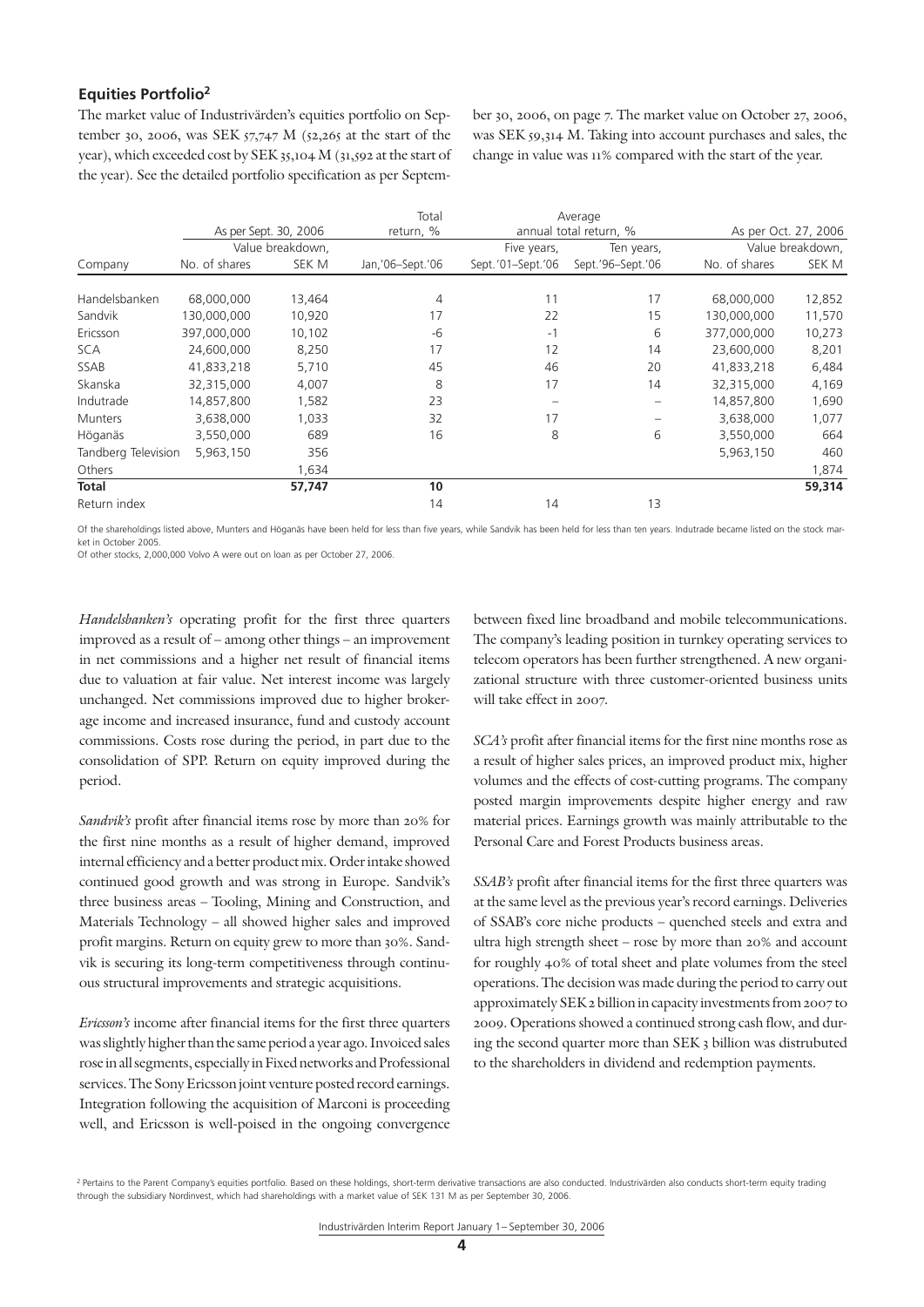## Equities Portfolio[2]

The market value of Industrivärden's equities portfolio on September 30, 2006, was SEK 57,747 M (52,265 at the start of the year), which exceeded cost by SEK 35,104 M (31,592 at the start of the year). See the detailed portfolio specification as per September 30, 2006, on page 7. The market value on October 27, 2006, was SEK 59,314 M. Taking into account purchases and sales, the change in value was 11% compared with the start of the year.

| | As per Sept. 30, 2006 | | Total return, % | Average annual total return, % | | As per Oct. 27, 2006 | |
|---|---|---|---|---|---|---|---|
| | | Value breakdown, | | Five years, | Ten years, | | Value breakdown, |
| Company | No. of shares | SEK M | Jan,'06–Sept.'06 | Sept.'01–Sept.'06 | Sept.'96–Sept.'06 | No. of shares | SEK M |
| Handelsbanken | 68,000,000 | 13,464 | 4 | 11 | 17 | 68,000,000 | 12,852 |
| Sandvik | 130,000,000 | 10,920 | 17 | 22 | 15 | 130,000,000 | 11,570 |
| Ericsson | 397,000,000 | 10,102 | -6 | -1 | 6 | 377,000,000 | 10,273 |
| SCA | 24,600,000 | 8,250 | 17 | 12 | 14 | 23,600,000 | 8,201 |
| SSAB | 41,833,218 | 5,710 | 45 | 46 | 20 | 41,833,218 | 6,484 |
| Skanska | 32,315,000 | 4,007 | 8 | 17 | 14 | 32,315,000 | 4,169 |
| Indutrade | 14,857,800 | 1,582 | 23 | – | – | 14,857,800 | 1,690 |
| Munters | 3,638,000 | 1,033 | 32 | 17 | – | 3,638,000 | 1,077 |
| Höganäs | 3,550,000 | 689 | 16 | 8 | 6 | 3,550,000 | 664 |
| Tandberg Television | 5,963,150 | 356 | | | | 5,963,150 | 460 |
| Others | | 1,634 | | | | | 1,874 |
| **Total** | | **57,747** | **10** | | | | **59,314** |
| Return index | | | 14 | 14 | 13 | | |

Of the shareholdings listed above, Munters and Höganäs have been held for less than five years, while Sandvik has been held for less than ten years. Indutrade became listed on the stock market in October 2005.
Of other stocks, 2,000,000 Volvo A were out on loan as per October 27, 2006.

*Handelsbanken's* operating profit for the first three quarters improved as a result of – among other things – an improvement in net commissions and a higher net result of financial items due to valuation at fair value. Net interest income was largely unchanged. Net commissions improved due to higher brokerage income and increased insurance, fund and custody account commissions. Costs rose during the period, in part due to the consolidation of SPP. Return on equity improved during the period.

*Sandvik's* profit after financial items rose by more than 20% for the first nine months as a result of higher demand, improved internal efficiency and a better product mix. Order intake showed continued good growth and was strong in Europe. Sandvik's three business areas – Tooling, Mining and Construction, and Materials Technology – all showed higher sales and improved profit margins. Return on equity grew to more than 30%. Sandvik is securing its long-term competitiveness through continuous structural improvements and strategic acquisitions.

*Ericsson's* income after financial items for the first three quarters was slightly higher than the same period a year ago. Invoiced sales rose in all segments, especially in Fixed networks and Professional services. The Sony Ericsson joint venture posted record earnings. Integration following the acquisition of Marconi is proceeding well, and Ericsson is well-poised in the ongoing convergence between fixed line broadband and mobile telecommunications. The company's leading position in turnkey operating services to telecom operators has been further strengthened. A new organizational structure with three customer-oriented business units will take effect in 2007.

*SCA's* profit after financial items for the first nine months rose as a result of higher sales prices, an improved product mix, higher volumes and the effects of cost-cutting programs. The company posted margin improvements despite higher energy and raw material prices. Earnings growth was mainly attributable to the Personal Care and Forest Products business areas.

*SSAB's* profit after financial items for the first three quarters was at the same level as the previous year's record earnings. Deliveries of SSAB's core niche products – quenched steels and extra and ultra high strength sheet – rose by more than 20% and account for roughly 40% of total sheet and plate volumes from the steel operations. The decision was made during the period to carry out approximately SEK 2 billion in capacity investments from 2007 to 2009. Operations showed a continued strong cash flow, and during the second quarter more than SEK 3 billion was distrubuted to the shareholders in dividend and redemption payments.

[2] Pertains to the Parent Company's equities portfolio. Based on these holdings, short-term derivative transactions are also conducted. Industrivärden also conducts short-term equity trading through the subsidiary Nordinvest, which had shareholdings with a market value of SEK 131 M as per September 30, 2006.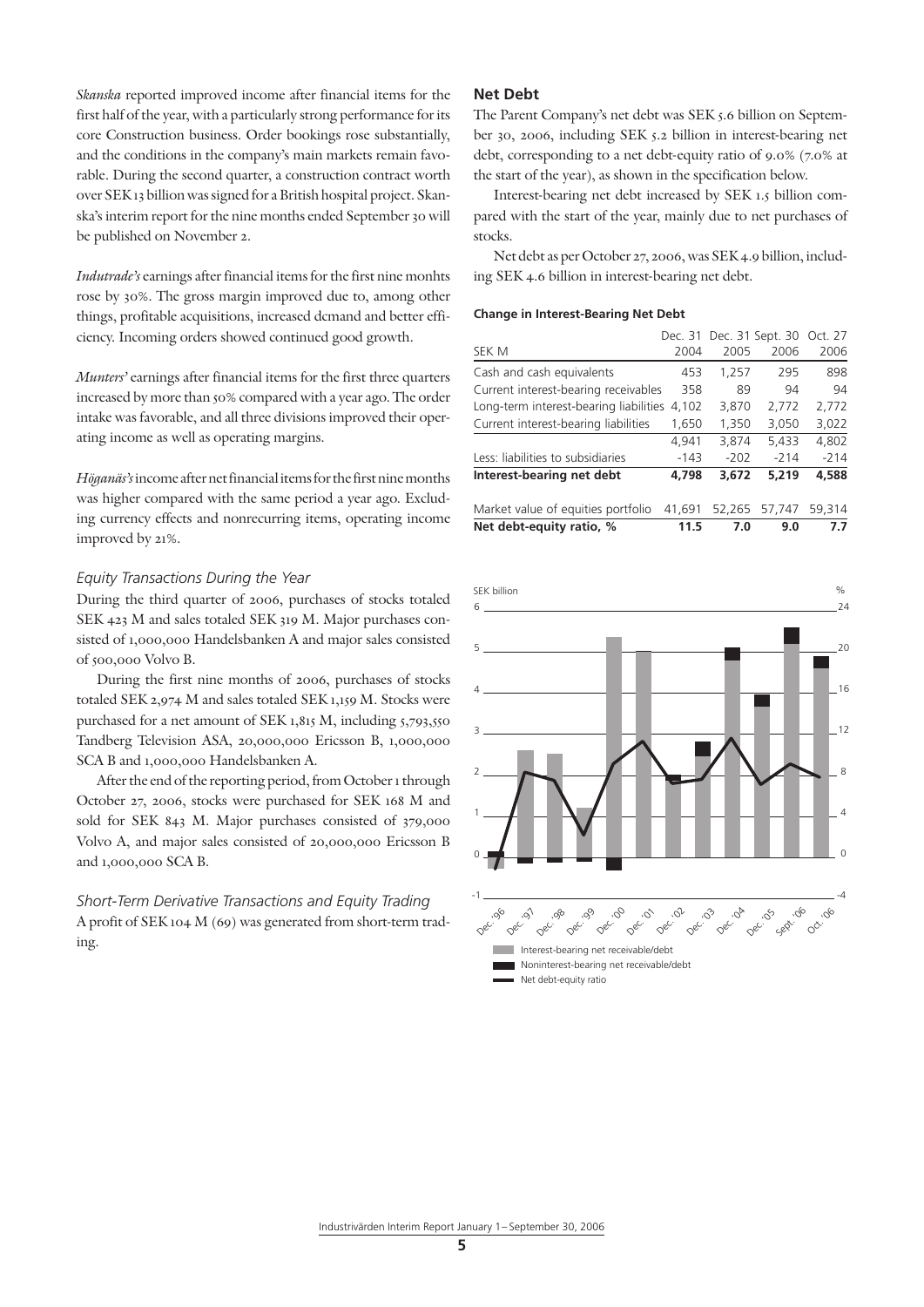*Skanska* reported improved income after financial items for the first half of the year, with a particularly strong performance for its core Construction business. Order bookings rose substantially, and the conditions in the company's main markets remain favorable. During the second quarter, a construction contract worth over SEK 13 billion was signed for a British hospital project. Skanska's interim report for the nine months ended September 30 will be published on November 2.

*Indutrade's* earnings after financial items for the first nine monhts rose by 30%. The gross margin improved due to, among other things, profitable acquisitions, increased demand and better efficiency. Incoming orders showed continued good growth.

*Munters'* earnings after financial items for the first three quarters increased by more than 50% compared with a year ago. The order intake was favorable, and all three divisions improved their operating income as well as operating margins.

*Höganäs's* income after net financial items for the first nine months was higher compared with the same period a year ago. Excluding currency effects and nonrecurring items, operating income improved by 21%.

### *Equity Transactions During the Year*

During the third quarter of 2006, purchases of stocks totaled SEK 423 M and sales totaled SEK 319 M. Major purchases consisted of 1,000,000 Handelsbanken A and major sales consisted of 500,000 Volvo B.

During the first nine months of 2006, purchases of stocks totaled SEK 2,974 M and sales totaled SEK 1,159 M. Stocks were purchased for a net amount of SEK 1,815 M, including 5,793,550 Tandberg Television ASA, 20,000,000 Ericsson B, 1,000,000 SCA B and 1,000,000 Handelsbanken A.

After the end of the reporting period, from October 1 through October 27, 2006, stocks were purchased for SEK 168 M and sold for SEK 843 M. Major purchases consisted of 379,000 Volvo A, and major sales consisted of 20,000,000 Ericsson B and 1,000,000 SCA B.

### *Short-Term Derivative Transactions and Equity Trading*

A profit of SEK 104 M (69) was generated from short-term trading.

## Net Debt

The Parent Company's net debt was SEK 5.6 billion on September 30, 2006, including SEK 5.2 billion in interest-bearing net debt, corresponding to a net debt-equity ratio of 9.0% (7.0% at the start of the year), as shown in the specification below.

Interest-bearing net debt increased by SEK 1.5 billion compared with the start of the year, mainly due to net purchases of stocks.

Net debt as per October 27, 2006, was SEK 4.9 billion, including SEK 4.6 billion in interest-bearing net debt.

**Change in Interest-Bearing Net Debt**

| SEK M | Dec. 31 2004 | Dec. 31 2005 | Sept. 30 2006 | Oct. 27 2006 |
|---|---|---|---|---|
| Cash and cash equivalents | 453 | 1,257 | 295 | 898 |
| Current interest-bearing receivables | 358 | 89 | 94 | 94 |
| Long-term interest-bearing liabilities | 4,102 | 3,870 | 2,772 | 2,772 |
| Current interest-bearing liabilities | 1,650 | 1,350 | 3,050 | 3,022 |
| | 4,941 | 3,874 | 5,433 | 4,802 |
| Less: liabilities to subsidiaries | -143 | -202 | -214 | -214 |
| **Interest-bearing net debt** | **4,798** | **3,672** | **5,219** | **4,588** |
| Market value of equities portfolio | 41,691 | 52,265 | 57,747 | 59,314 |
| **Net debt-equity ratio, %** | **11.5** | **7.0** | **9.0** | **7.7** |

SEK billion / %

Interest-bearing net receivable/debt
Noninterest-bearing net receivable/debt
Net debt-equity ratio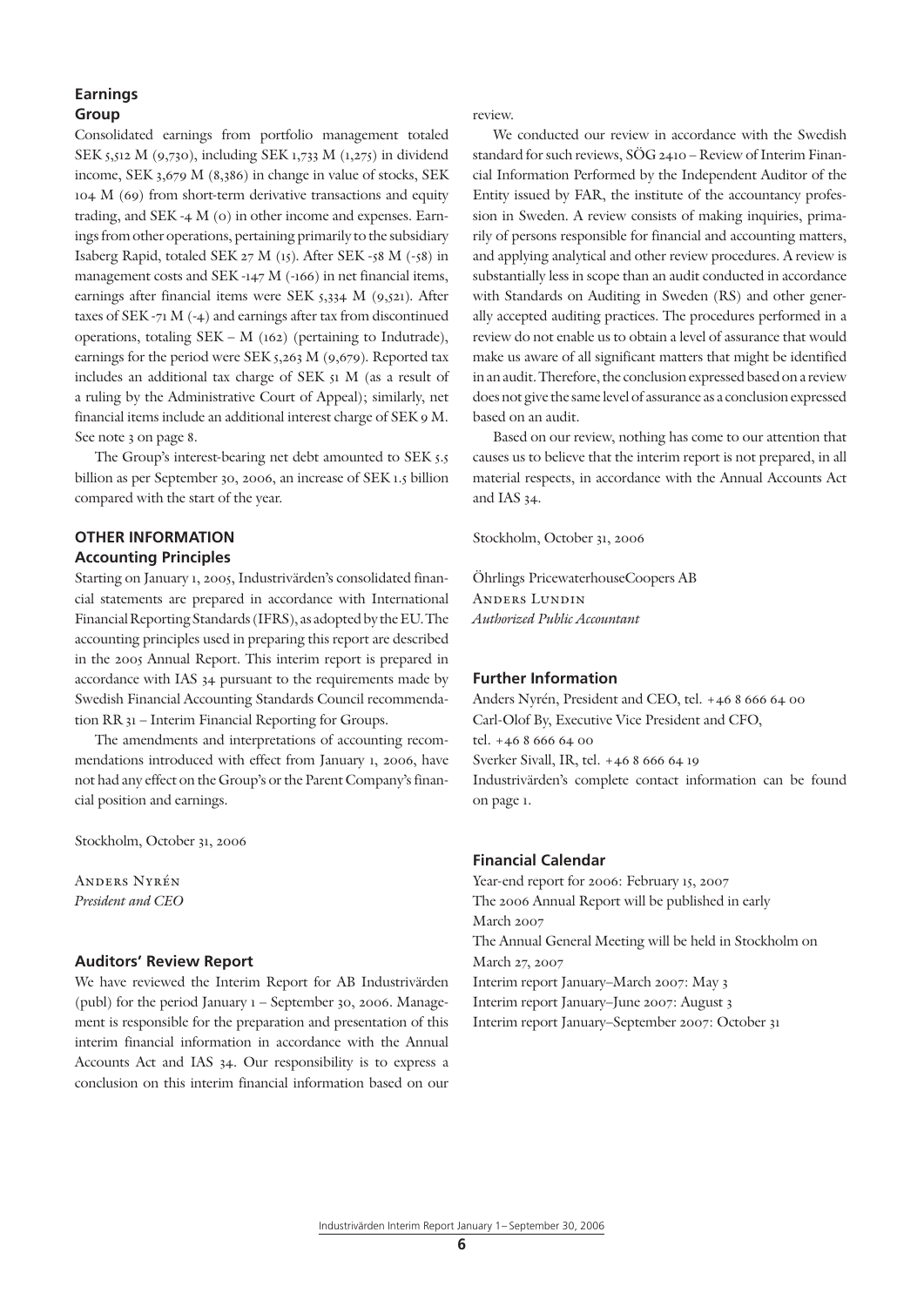## Earnings

### Group

Consolidated earnings from portfolio management totaled SEK 5,512 M (9,730), including SEK 1,733 M (1,275) in dividend income, SEK 3,679 M (8,386) in change in value of stocks, SEK 104 M (69) from short-term derivative transactions and equity trading, and SEK -4 M (0) in other income and expenses. Earnings from other operations, pertaining primarily to the subsidiary Isaberg Rapid, totaled SEK 27 M (15). After SEK -58 M (-58) in management costs and SEK -147 M (-166) in net financial items, earnings after financial items were SEK 5,334 M (9,521). After taxes of SEK -71 M (-4) and earnings after tax from discontinued operations, totaling SEK – M (162) (pertaining to Indutrade), earnings for the period were SEK 5,263 M (9,679). Reported tax includes an additional tax charge of SEK 51 M (as a result of a ruling by the Administrative Court of Appeal); similarly, net financial items include an additional interest charge of SEK 9 M. See note 3 on page 8.

The Group's interest-bearing net debt amounted to SEK 5.5 billion as per September 30, 2006, an increase of SEK 1.5 billion compared with the start of the year.

## OTHER INFORMATION

### Accounting Principles

Starting on January 1, 2005, Industrivärden's consolidated financial statements are prepared in accordance with International Financial Reporting Standards (IFRS), as adopted by the EU. The accounting principles used in preparing this report are described in the 2005 Annual Report. This interim report is prepared in accordance with IAS 34 pursuant to the requirements made by Swedish Financial Accounting Standards Council recommendation RR 31 – Interim Financial Reporting for Groups.

The amendments and interpretations of accounting recommendations introduced with effect from January 1, 2006, have not had any effect on the Group's or the Parent Company's financial position and earnings.

Stockholm, October 31, 2006

Anders Nyrén
*President and CEO*

### Auditors' Review Report

We have reviewed the Interim Report for AB Industrivärden (publ) for the period January 1 – September 30, 2006. Management is responsible for the preparation and presentation of this interim financial information in accordance with the Annual Accounts Act and IAS 34. Our responsibility is to express a conclusion on this interim financial information based on our review.

We conducted our review in accordance with the Swedish standard for such reviews, SÖG 2410 – Review of Interim Financial Information Performed by the Independent Auditor of the Entity issued by FAR, the institute of the accountancy profession in Sweden. A review consists of making inquiries, primarily of persons responsible for financial and accounting matters, and applying analytical and other review procedures. A review is substantially less in scope than an audit conducted in accordance with Standards on Auditing in Sweden (RS) and other generally accepted auditing practices. The procedures performed in a review do not enable us to obtain a level of assurance that would make us aware of all significant matters that might be identified in an audit. Therefore, the conclusion expressed based on a review does not give the same level of assurance as a conclusion expressed based on an audit.

Based on our review, nothing has come to our attention that causes us to believe that the interim report is not prepared, in all material respects, in accordance with the Annual Accounts Act and IAS 34.

Stockholm, October 31, 2006

Öhrlings PricewaterhouseCoopers AB
Anders Lundin
*Authorized Public Accountant*

### Further Information

Anders Nyrén, President and CEO, tel. +46 8 666 64 00
Carl-Olof By, Executive Vice President and CFO,
tel. +46 8 666 64 00
Sverker Sivall, IR, tel. +46 8 666 64 19
Industrivärden's complete contact information can be found on page 1.

### Financial Calendar

Year-end report for 2006: February 15, 2007
The 2006 Annual Report will be published in early March 2007
The Annual General Meeting will be held in Stockholm on March 27, 2007
Interim report January–March 2007: May 3
Interim report January–June 2007: August 3
Interim report January–September 2007: October 31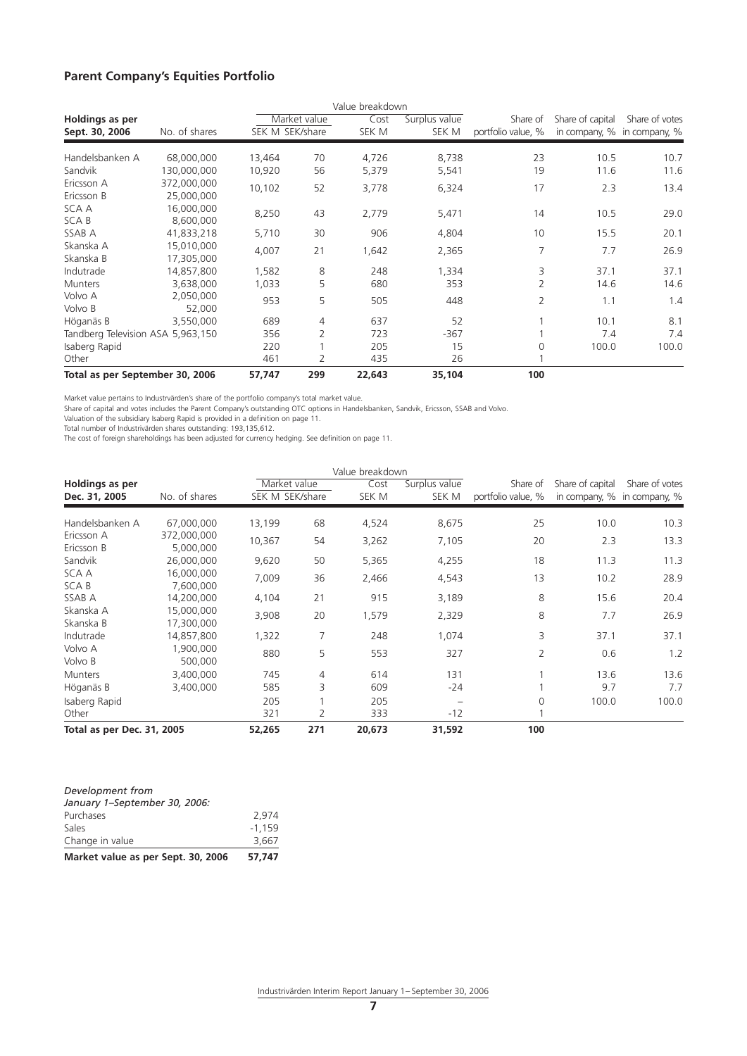## Parent Company's Equities Portfolio

| Holdings as per Sept. 30, 2006 | No. of shares | Value breakdown: Market value SEK M | SEK/share | Cost SEK M | Surplus value SEK M | Share of portfolio value, % | Share of capital in company, % | Share of votes in company, % |
|---|---|---|---|---|---|---|---|---|
| Handelsbanken A | 68,000,000 | 13,464 | 70 | 4,726 | 8,738 | 23 | 10.5 | 10.7 |
| Sandvik | 130,000,000 | 10,920 | 56 | 5,379 | 5,541 | 19 | 11.6 | 11.6 |
| Ericsson A | 372,000,000 | 10,102 | 52 | 3,778 | 6,324 | 17 | 2.3 | 13.4 |
| Ericsson B | 25,000,000 | | | | | | | |
| SCA A | 16,000,000 | 8,250 | 43 | 2,779 | 5,471 | 14 | 10.5 | 29.0 |
| SCA B | 8,600,000 | | | | | | | |
| SSAB A | 41,833,218 | 5,710 | 30 | 906 | 4,804 | 10 | 15.5 | 20.1 |
| Skanska A | 15,010,000 | 4,007 | 21 | 1,642 | 2,365 | 7 | 7.7 | 26.9 |
| Skanska B | 17,305,000 | | | | | | | |
| Indutrade | 14,857,800 | 1,582 | 8 | 248 | 1,334 | 3 | 37.1 | 37.1 |
| Munters | 3,638,000 | 1,033 | 5 | 680 | 353 | 2 | 14.6 | 14.6 |
| Volvo A | 2,050,000 | 953 | 5 | 505 | 448 | 2 | 1.1 | 1.4 |
| Volvo B | 52,000 | | | | | | | |
| Höganäs B | 3,550,000 | 689 | 4 | 637 | 52 | 1 | 10.1 | 8.1 |
| Tandberg Television ASA | 5,963,150 | 356 | 2 | 723 | -367 | 1 | 7.4 | 7.4 |
| Isaberg Rapid | | 220 | 1 | 205 | 15 | 0 | 100.0 | 100.0 |
| Other | | 461 | 2 | 435 | 26 | 1 | | |
| **Total as per September 30, 2006** | | **57,747** | **299** | **22,643** | **35,104** | **100** | | |

Market value pertains to Industrvärden's share of the portfolio company's total market value.
Share of capital and votes includes the Parent Company's outstanding OTC options in Handelsbanken, Sandvik, Ericsson, SSAB and Volvo.
Valuation of the subsidiary Isaberg Rapid is provided in a definition on page 11.
Total number of Industrivärden shares outstanding: 193,135,612.
The cost of foreign shareholdings has been adjusted for currency hedging. See definition on page 11.

| Holdings as per Dec. 31, 2005 | No. of shares | Value breakdown: Market value SEK M | SEK/share | Cost SEK M | Surplus value SEK M | Share of portfolio value, % | Share of capital in company, % | Share of votes in company, % |
|---|---|---|---|---|---|---|---|---|
| Handelsbanken A | 67,000,000 | 13,199 | 68 | 4,524 | 8,675 | 25 | 10.0 | 10.3 |
| Ericsson A | 372,000,000 | 10,367 | 54 | 3,262 | 7,105 | 20 | 2.3 | 13.3 |
| Ericsson B | 5,000,000 | | | | | | | |
| Sandvik | 26,000,000 | 9,620 | 50 | 5,365 | 4,255 | 18 | 11.3 | 11.3 |
| SCA A | 16,000,000 | 7,009 | 36 | 2,466 | 4,543 | 13 | 10.2 | 28.9 |
| SCA B | 7,600,000 | | | | | | | |
| SSAB A | 14,200,000 | 4,104 | 21 | 915 | 3,189 | 8 | 15.6 | 20.4 |
| Skanska A | 15,000,000 | 3,908 | 20 | 1,579 | 2,329 | 8 | 7.7 | 26.9 |
| Skanska B | 17,300,000 | | | | | | | |
| Indutrade | 14,857,800 | 1,322 | 7 | 248 | 1,074 | 3 | 37.1 | 37.1 |
| Volvo A | 1,900,000 | 880 | 5 | 553 | 327 | 2 | 0.6 | 1.2 |
| Volvo B | 500,000 | | | | | | | |
| Munters | 3,400,000 | 745 | 4 | 614 | 131 | 1 | 13.6 | 13.6 |
| Höganäs B | 3,400,000 | 585 | 3 | 609 | -24 | 1 | 9.7 | 7.7 |
| Isaberg Rapid | | 205 | 1 | 205 | – | 0 | 100.0 | 100.0 |
| Other | | 321 | 2 | 333 | -12 | 1 | | |
| **Total as per Dec. 31, 2005** | | **52,265** | **271** | **20,673** | **31,592** | **100** | | |

| *Development from January 1–September 30, 2006:* | |
|---|---|
| Purchases | 2,974 |
| Sales | -1,159 |
| Change in value | 3,667 |
| **Market value as per Sept. 30, 2006** | **57,747** |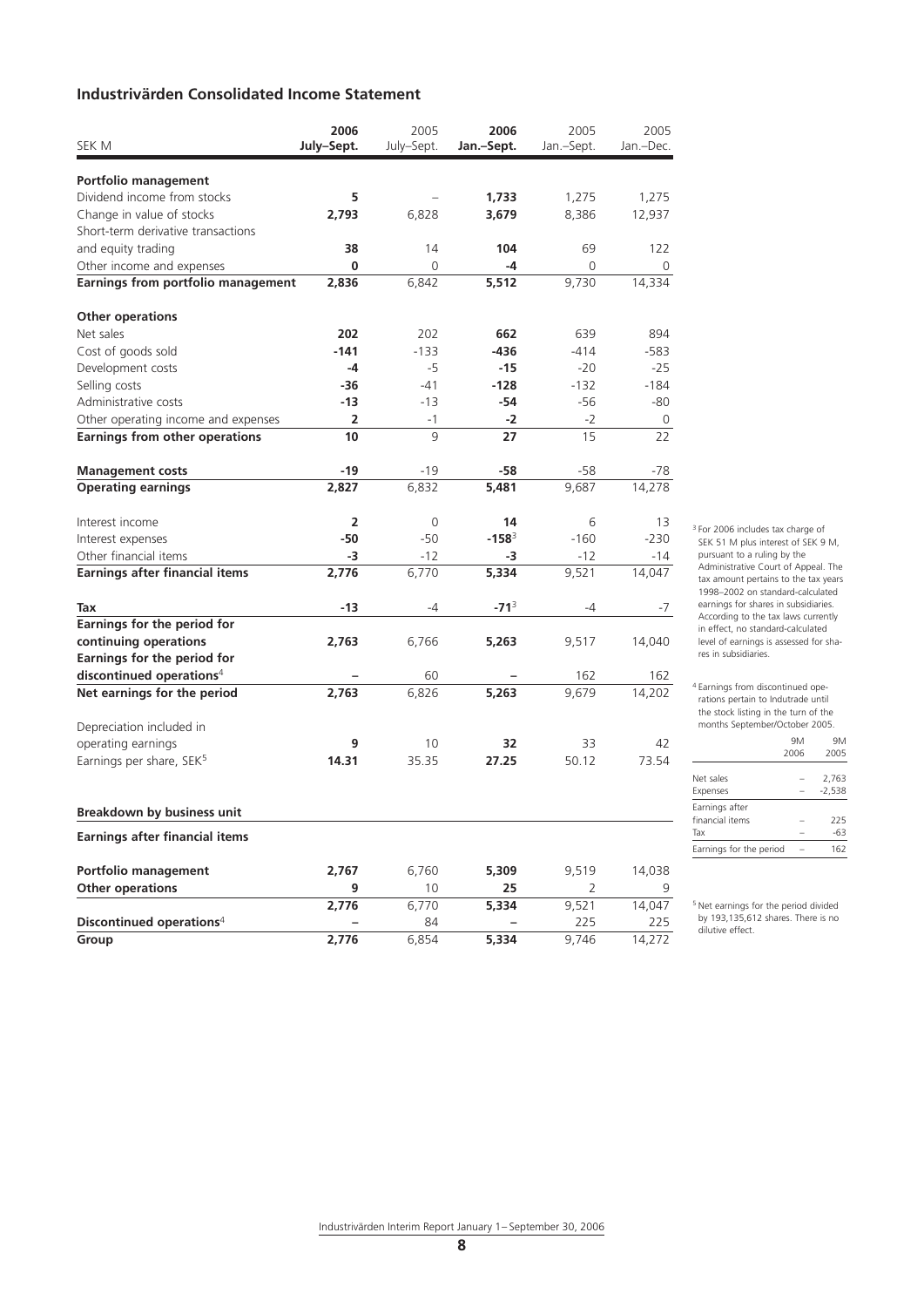## Industrivärden Consolidated Income Statement

| SEK M | **2006 July–Sept.** | 2005 July–Sept. | **2006 Jan.–Sept.** | 2005 Jan.–Sept. | 2005 Jan.–Dec. |
|---|---|---|---|---|---|
| **Portfolio management** | | | | | |
| Dividend income from stocks | **5** | – | **1,733** | 1,275 | 1,275 |
| Change in value of stocks | **2,793** | 6,828 | **3,679** | 8,386 | 12,937 |
| Short-term derivative transactions and equity trading | **38** | 14 | **104** | 69 | 122 |
| Other income and expenses | **0** | 0 | **-4** | 0 | 0 |
| **Earnings from portfolio management** | **2,836** | 6,842 | **5,512** | 9,730 | 14,334 |
| **Other operations** | | | | | |
| Net sales | **202** | 202 | **662** | 639 | 894 |
| Cost of goods sold | **-141** | -133 | **-436** | -414 | -583 |
| Development costs | **-4** | -5 | **-15** | -20 | -25 |
| Selling costs | **-36** | -41 | **-128** | -132 | -184 |
| Administrative costs | **-13** | -13 | **-54** | -56 | -80 |
| Other operating income and expenses | **2** | -1 | **-2** | -2 | 0 |
| **Earnings from other operations** | **10** | 9 | **27** | 15 | 22 |
| **Management costs** | **-19** | -19 | **-58** | -58 | -78 |
| **Operating earnings** | **2,827** | 6,832 | **5,481** | 9,687 | 14,278 |
| Interest income | **2** | 0 | **14** | 6 | 13 |
| Interest expenses | **-50** | -50 | **-158**[3] | -160 | -230 |
| Other financial items | **-3** | -12 | **-3** | -12 | -14 |
| **Earnings after financial items** | **2,776** | 6,770 | **5,334** | 9,521 | 14,047 |
| **Tax** | **-13** | -4 | **-71**[3] | -4 | -7 |
| **Earnings for the period for continuing operations** | **2,763** | 6,766 | **5,263** | 9,517 | 14,040 |
| **Earnings for the period for discontinued operations**[4] | – | 60 | – | 162 | 162 |
| **Net earnings for the period** | **2,763** | 6,826 | **5,263** | 9,679 | 14,202 |
| Depreciation included in operating earnings | **9** | 10 | **32** | 33 | 42 |
| Earnings per share, SEK[5] | **14.31** | 35.35 | **27.25** | 50.12 | 73.54 |

**Breakdown by business unit**

**Earnings after financial items**

| | | | | | |
|---|---|---|---|---|---|
| **Portfolio management** | **2,767** | 6,760 | **5,309** | 9,519 | 14,038 |
| **Other operations** | **9** | 10 | **25** | 2 | 9 |
| | **2,776** | 6,770 | **5,334** | 9,521 | 14,047 |
| **Discontinued operations**[4] | – | 84 | – | 225 | 225 |
| **Group** | **2,776** | 6,854 | **5,334** | 9,746 | 14,272 |

[3] For 2006 includes tax charge of SEK 51 M plus interest of SEK 9 M, pursuant to a ruling by the Administrative Court of Appeal. The tax amount pertains to the tax years 1998–2002 on standard-calculated earnings for shares in subsidiaries. According to the tax laws currently in effect, no standard-calculated level of earnings is assessed for shares in subsidiaries.

[4] Earnings from discontinued operations pertain to Indutrade until the stock listing in the turn of the months September/October 2005.

| | 9M 2006 | 9M 2005 |
|---|---|---|
| Net sales | – | 2,763 |
| Expenses | – | -2,538 |
| Earnings after financial items | – | 225 |
| Tax | – | -63 |
| Earnings for the period | – | 162 |

[5] Net earnings for the period divided by 193,135,612 shares. There is no dilutive effect.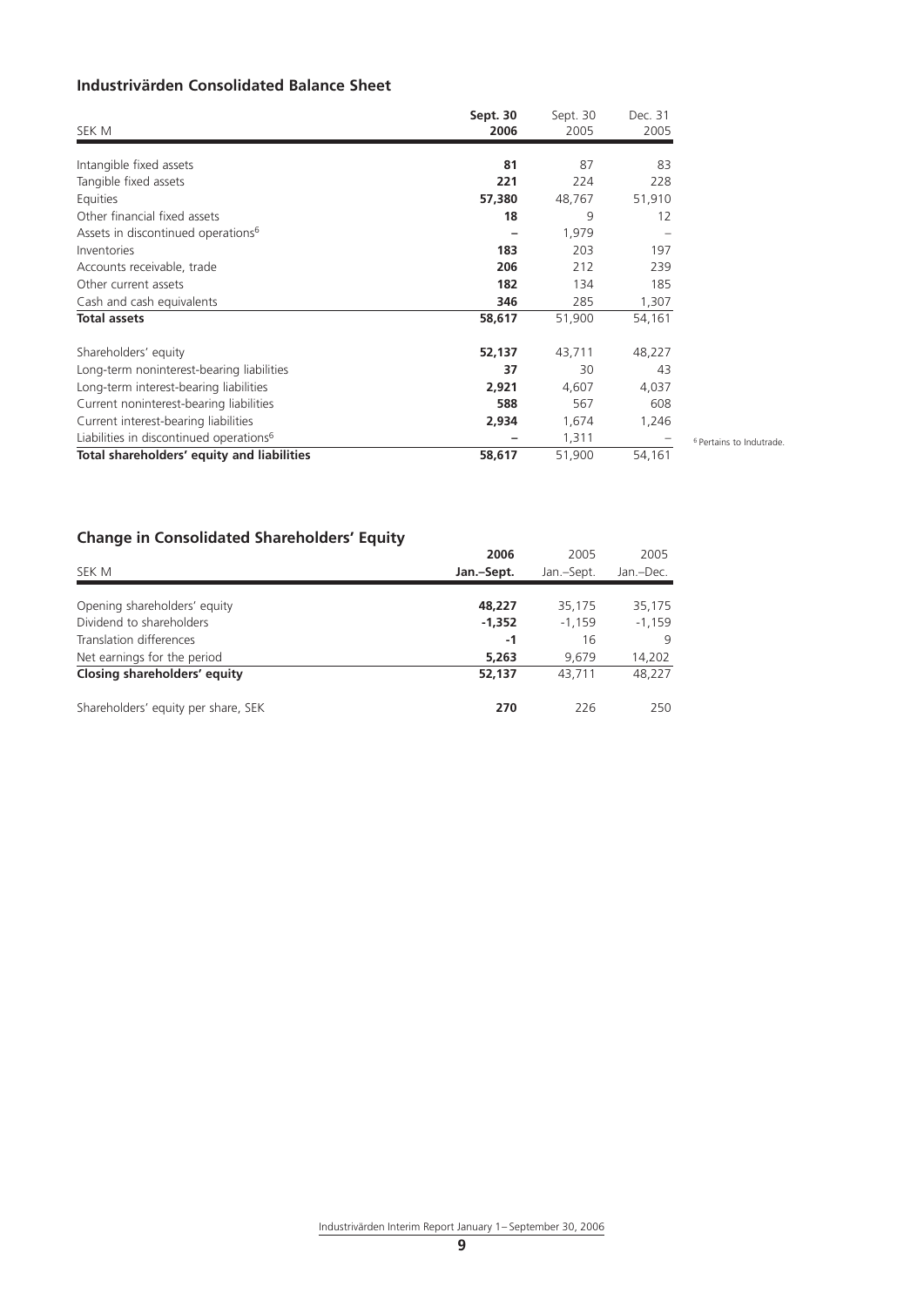## Industrivärden Consolidated Balance Sheet

| SEK M | **Sept. 30 2006** | Sept. 30 2005 | Dec. 31 2005 |
|---|---|---|---|
| Intangible fixed assets | **81** | 87 | 83 |
| Tangible fixed assets | **221** | 224 | 228 |
| Equities | **57,380** | 48,767 | 51,910 |
| Other financial fixed assets | **18** | 9 | 12 |
| Assets in discontinued operations[6] | **–** | 1,979 | – |
| Inventories | **183** | 203 | 197 |
| Accounts receivable, trade | **206** | 212 | 239 |
| Other current assets | **182** | 134 | 185 |
| Cash and cash equivalents | **346** | 285 | 1,307 |
| **Total assets** | **58,617** | 51,900 | 54,161 |
| Shareholders' equity | **52,137** | 43,711 | 48,227 |
| Long-term noninterest-bearing liabilities | **37** | 30 | 43 |
| Long-term interest-bearing liabilities | **2,921** | 4,607 | 4,037 |
| Current noninterest-bearing liabilities | **588** | 567 | 608 |
| Current interest-bearing liabilities | **2,934** | 1,674 | 1,246 |
| Liabilities in discontinued operations[6] | **–** | 1,311 | – |
| **Total shareholders' equity and liabilities** | **58,617** | 51,900 | 54,161 |

[6] Pertains to Indutrade.

## Change in Consolidated Shareholders' Equity

| SEK M | **2006 Jan.–Sept.** | 2005 Jan.–Sept. | 2005 Jan.–Dec. |
|---|---|---|---|
| Opening shareholders' equity | **48,227** | 35,175 | 35,175 |
| Dividend to shareholders | **-1,352** | -1,159 | -1,159 |
| Translation differences | **-1** | 16 | 9 |
| Net earnings for the period | **5,263** | 9,679 | 14,202 |
| **Closing shareholders' equity** | **52,137** | 43,711 | 48,227 |
| Shareholders' equity per share, SEK | **270** | 226 | 250 |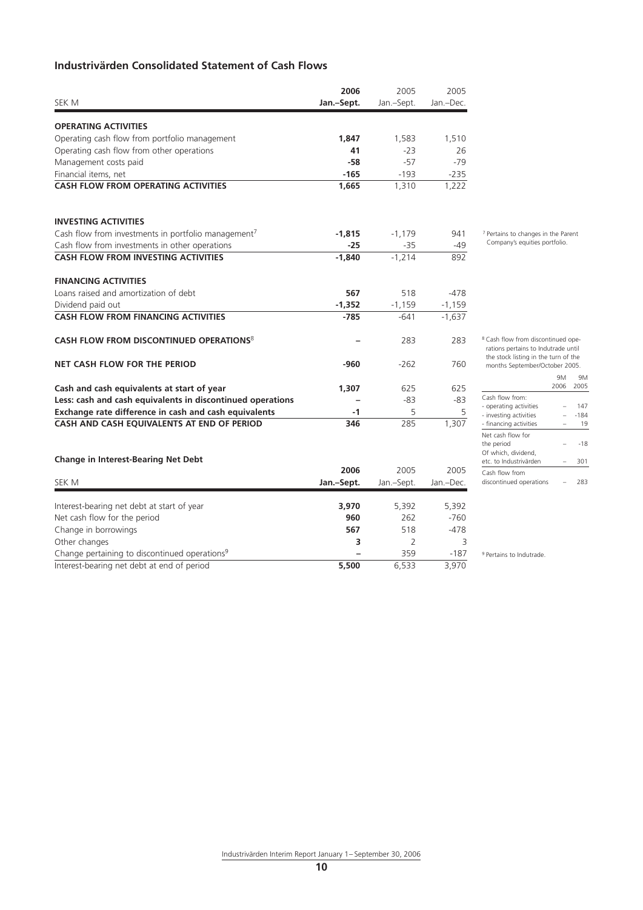## Industrivärden Consolidated Statement of Cash Flows

| SEK M | 2006 Jan.–Sept. | 2005 Jan.–Sept. | 2005 Jan.–Dec. |
|---|---|---|---|
| **OPERATING ACTIVITIES** | | | |
| Operating cash flow from portfolio management | **1,847** | 1,583 | 1,510 |
| Operating cash flow from other operations | **41** | -23 | 26 |
| Management costs paid | **-58** | -57 | -79 |
| Financial items, net | **-165** | -193 | -235 |
| **CASH FLOW FROM OPERATING ACTIVITIES** | **1,665** | 1,310 | 1,222 |
| | | | |
| **INVESTING ACTIVITIES** | | | |
| Cash flow from investments in portfolio management[7] | **-1,815** | -1,179 | 941 |
| Cash flow from investments in other operations | **-25** | -35 | -49 |
| **CASH FLOW FROM INVESTING ACTIVITIES** | **-1,840** | -1,214 | 892 |
| | | | |
| **FINANCING ACTIVITIES** | | | |
| Loans raised and amortization of debt | **567** | 518 | -478 |
| Dividend paid out | **-1,352** | -1,159 | -1,159 |
| **CASH FLOW FROM FINANCING ACTIVITIES** | **-785** | -641 | -1,637 |
| | | | |
| **CASH FLOW FROM DISCONTINUED OPERATIONS**[8] | **–** | 283 | 283 |
| | | | |
| **NET CASH FLOW FOR THE PERIOD** | **-960** | -262 | 760 |
| | | | |
| **Cash and cash equivalents at start of year** | **1,307** | 625 | 625 |
| **Less: cash and cash equivalents in discontinued operations** | **–** | -83 | -83 |
| **Exchange rate difference in cash and cash equivalents** | **-1** | 5 | 5 |
| **CASH AND CASH EQUIVALENTS AT END OF PERIOD** | **346** | 285 | 1,307 |

[7] Pertains to changes in the Parent Company's equities portfolio.

[8] Cash flow from discontinued operations pertains to Indutrade until the stock listing in the turn of the months September/October 2005.

| | 9M 2006 | 9M 2005 |
|---|---|---|
| Cash flow from: | | |
| - operating activities | – | 147 |
| - investing activities | – | -184 |
| - financing activities | – | 19 |
| Net cash flow for the period | – | -18 |
| Of which, dividend, etc. to Industrivärden | – | 301 |
| Cash flow from discontinued operations | – | 283 |

### Change in Interest-Bearing Net Debt

| SEK M | 2006 Jan.–Sept. | 2005 Jan.–Sept. | 2005 Jan.–Dec. |
|---|---|---|---|
| Interest-bearing net debt at start of year | **3,970** | 5,392 | 5,392 |
| Net cash flow for the period | **960** | 262 | -760 |
| Change in borrowings | **567** | 518 | -478 |
| Other changes | **3** | 2 | 3 |
| Change pertaining to discontinued operations[9] | **–** | 359 | -187 |
| Interest-bearing net debt at end of period | **5,500** | 6,533 | 3,970 |

[9] Pertains to Indutrade.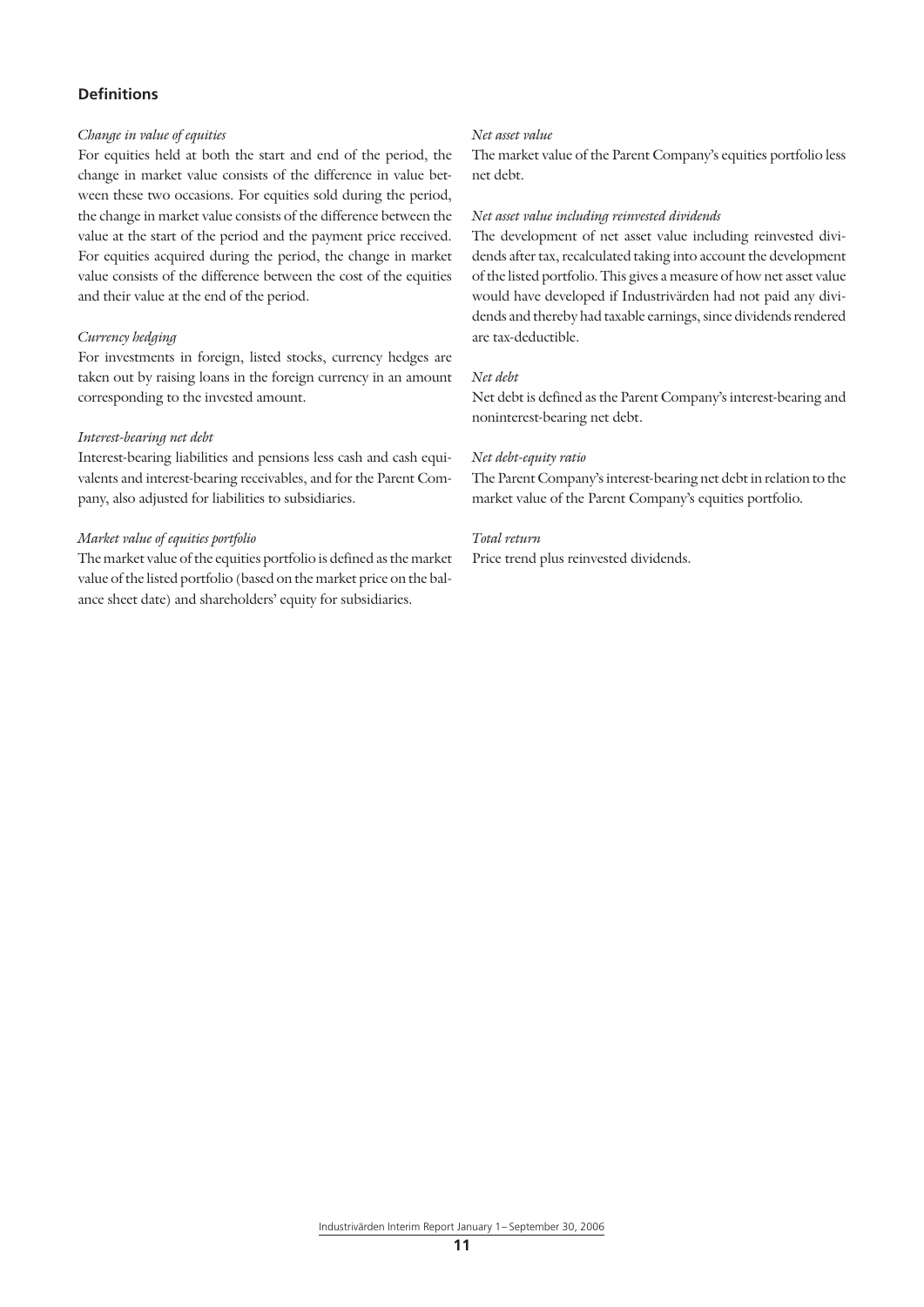## Definitions

*Change in value of equities*

For equities held at both the start and end of the period, the change in market value consists of the difference in value between these two occasions. For equities sold during the period, the change in market value consists of the difference between the value at the start of the period and the payment price received. For equities acquired during the period, the change in market value consists of the difference between the cost of the equities and their value at the end of the period.

*Currency hedging*

For investments in foreign, listed stocks, currency hedges are taken out by raising loans in the foreign currency in an amount corresponding to the invested amount.

*Interest-bearing net debt*

Interest-bearing liabilities and pensions less cash and cash equivalents and interest-bearing receivables, and for the Parent Company, also adjusted for liabilities to subsidiaries.

*Market value of equities portfolio*

The market value of the equities portfolio is defined as the market value of the listed portfolio (based on the market price on the balance sheet date) and shareholders' equity for subsidiaries.

*Net asset value*

The market value of the Parent Company's equities portfolio less net debt.

*Net asset value including reinvested dividends*

The development of net asset value including reinvested dividends after tax, recalculated taking into account the development of the listed portfolio. This gives a measure of how net asset value would have developed if Industrivärden had not paid any dividends and thereby had taxable earnings, since dividends rendered are tax-deductible.

*Net debt*

Net debt is defined as the Parent Company's interest-bearing and noninterest-bearing net debt.

*Net debt-equity ratio*

The Parent Company's interest-bearing net debt in relation to the market value of the Parent Company's equities portfolio.

*Total return*

Price trend plus reinvested dividends.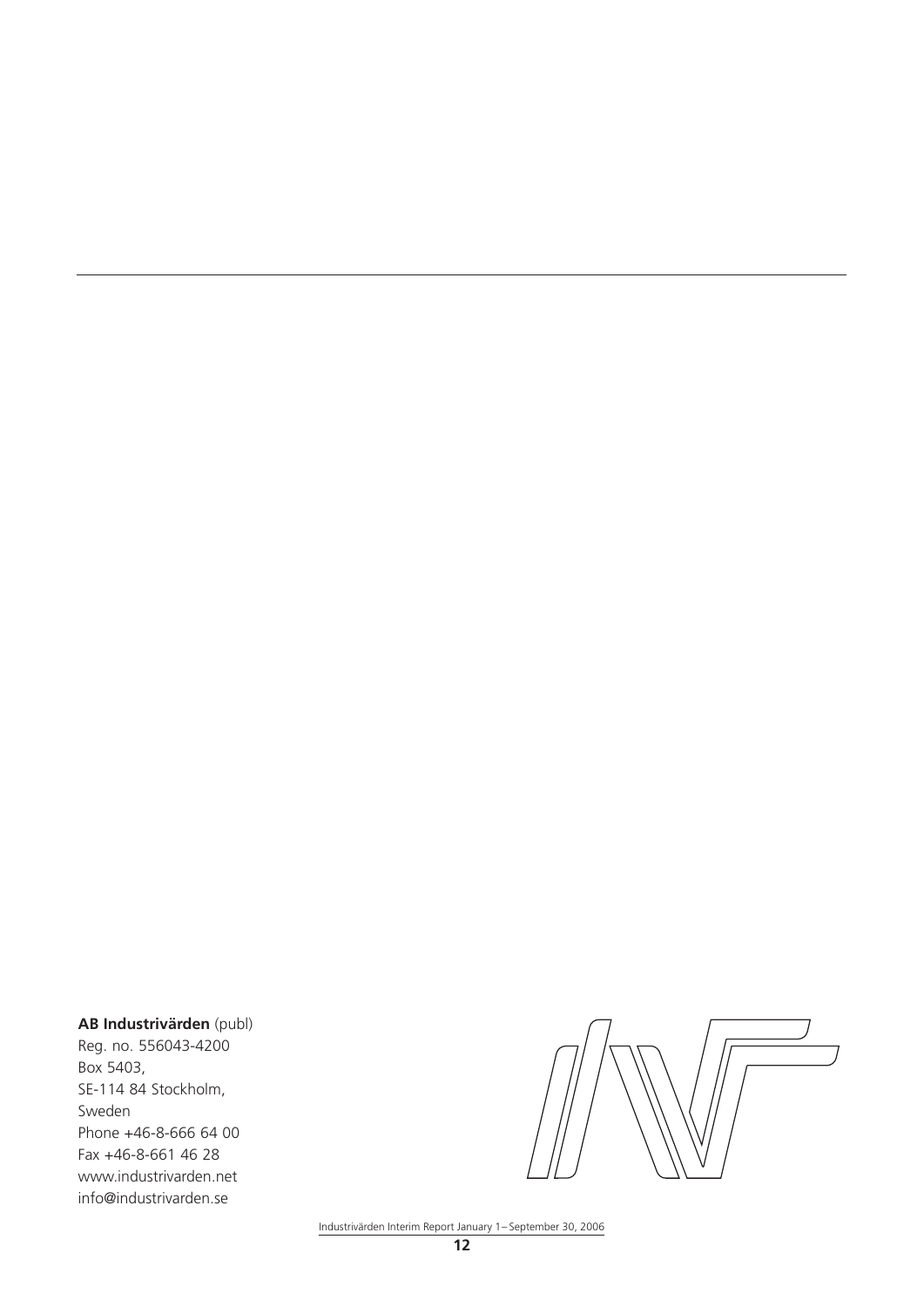**AB Industrivärden** (publ)
Reg. no. 556043-4200
Box 5403,
SE-114 84 Stockholm,
Sweden
Phone +46-8-666 64 00
Fax +46-8-661 46 28
www.industrivarden.net
info@industrivarden.se